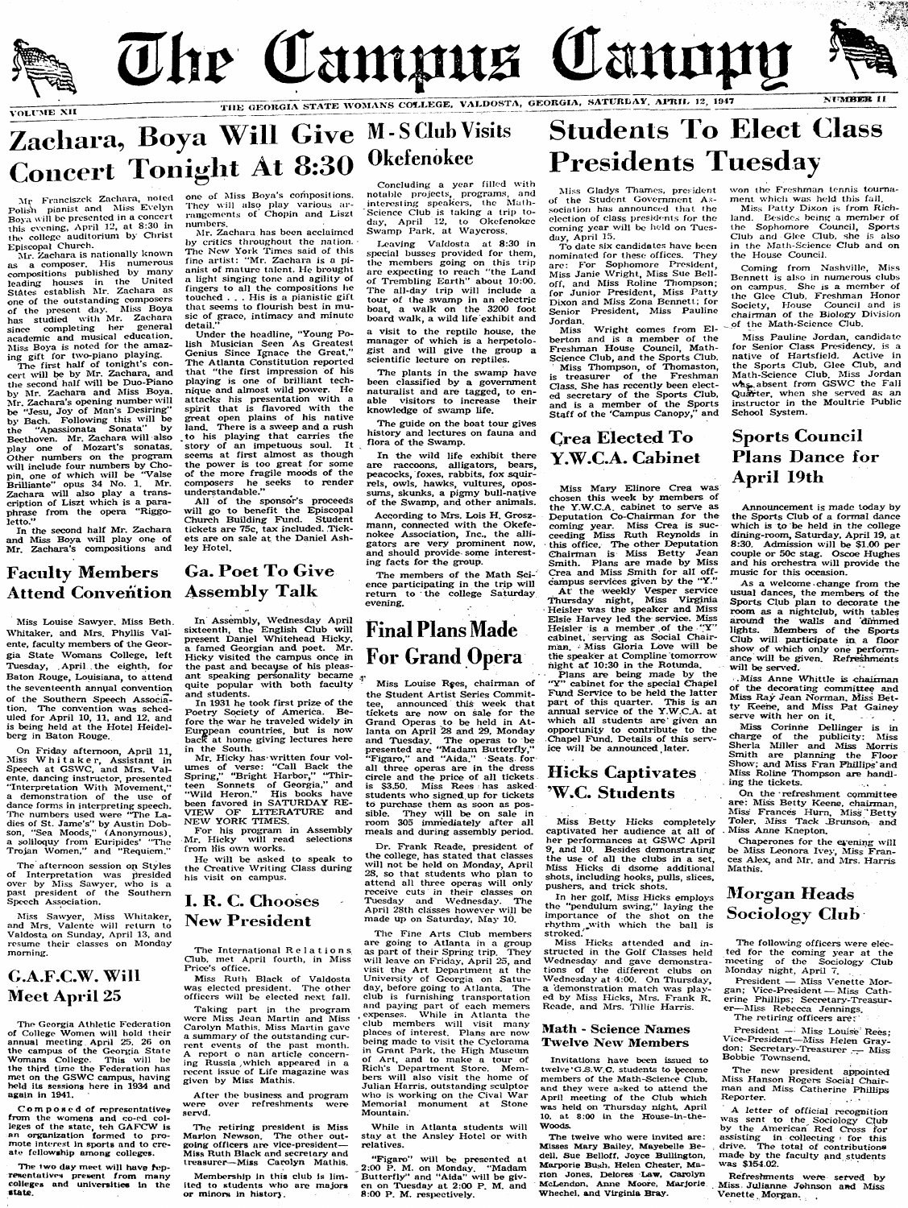# The Campus Canopy

VOLUME XII — THE GEORGIA STATE WOMANS COLLEGE, VALDOSTA, GEORGIA, SATURDAY, APRIL 12, 1947 — NUMBER 11

## Zachara, Boya Will Give Concert Tonight At 8:30

Mr. Franciszek Zachara, noted Polish pianist and Miss Evelyn Boya will be presented in a concert this evening, April 12, at 8:30 in the college auditorium by Christ Episcopal Church.

Mr. Zachara is nationally known as a composer. His numerous compositions published by many leading houses in the United States establish Mr. Zachara as one of the outstanding composers of the present day. Miss Boya has studied with Mr. Zachara since completing her general academic and musical education. Miss Boya is noted for the amazing gift for two-piano playing.

The first half of tonight's concert will be by Mr. Zachara, and the second half will be Duo-Piano by Mr. Zachara and Miss Boya. Mr. Zachara's opening number will be "Jesu, Joy of Man's Desiring" by Bach. Following this will be the "Apassionata Sonata" by Beethoven. Mr. Zachara will also play one of Mozart's sonatas. Other numbers on the program will include four numbers by Chopin, one of which will be "Valse Brilliante" opus 34 No. 1. Mr. Zachara will also play a transcription of Liszt which is a paraphrase from the opera "Riggoletto."

In the second half Mr. Zachara and Miss Boya will play one of Mr. Zachara's compositions and one of Miss Boya's compositions. They will also play various arrangements of Chopin and Liszt numbers.

Mr. Zachara has been acclaimed by critics throughout the nation. The New York Times said of this fine artist: "Mr. Zachara is a pianist of mature talent. He brought a light singing tone and agility of fingers to all the compositions he touched . . . His is a pianistic gift that seems to flourish best in music of grace, intimacy and minute detail."

Under the headline, "Young Polish Musician Seen As Greatest Genius Since Ignace the Great," The Atlanta Constitution reported that "the first impression of his playing is one of brilliant technique and almost wild power. He attacks his presentation with a spirit that is flavored with the great open plains of his native land. There is a sweep and a rush to his playing that carries the story of an impetuous soul. It seems at first almost as though the power is too great for some of the more fragile moods of the composers he seeks to render understandable."

All of the sponsor's proceeds will go to benefit the Episcopal Church Building Fund. Student tickets are 75c, tax included. Tickets are on sale at the Daniel Ashley Hotel.

## M-S Club Visits Okefenokee

Concluding a year filled with notable projects, programs, and interesting speakers, the Math-Science Club is taking a trip today, April 12, to Okefenokee Swamp Park, at Waycross.

Leaving Valdosta at 8:30 in special busses provided for them, the members going on this trip are expecting to reach "the Land of Trembling Earth" about 10:00. The all-day trip will include a tour of the swamp in an electric boat, a walk on the 3200 foot board walk, a wild life exhibit and a visit to the reptile house, the manager of which is a herpetologist and will give the group a scientific lecture on reptiles.

The plants in the swamp have been classified by a government naturalist and are tagged, to enable visitors to increase their knowledge of swamp life.

The guide on the boat tour gives history and lectures on fauna and flora of the Swamp.

In the wild life exhibit there are raccoons, alligators, bears, peacocks, foxes, rabbits, fox squirrels, owls, hawks, vultures, opossums, skunks, a pigmy bull-native of the Swamp, and other animals.

According to Mrs. Lois H. Groszmann, connected with the Okefenokee Association, Inc., the alligators are very prominent now, and should provide some interesting facts for the group.

The members of the Math Science participating in the trip will return to the college Saturday evening.

## Students To Elect Class Presidents Tuesday

Miss Gladys Thames, president of the Student Government Association has announced that the election of class presidents for the coming year will be held on Tuesday, April 15.

To date six candidates have been nominated for these offices. They are: For Sophomore President, Miss Janie Wright, Miss Sue Belloff, and Miss Roline Thompson; for Junior President, Miss Patty Dixon and Miss Zona Bennett; for Senior President, Miss Pauline Jordan.

Miss Wright comes from Elberton and is a member of the Freshman House Council, Math-Science Club, and the Sports Club.

Miss Thompson, of Thomaston, is treasurer of the Freshman Class. She has recently been elected secretary of the Sports Club, and is a member of the Sports Staff of the 'Campus Canopy," and won the Freshman tennis tournament which was held this fall.

Miss Patty Dixon is from Richland. Besides being a member of the Sophomore Council, Sports Club and Glee Club, she is also in the Math-Science Club and on the House Council.

Coming from Nashville, Miss Bennett is also in numerous clubs on campus. She is a member of the Glee Club, Freshman Honor Society, House Council and is chairman of the Biology Division of the Math-Science Club.

Miss Pauline Jordan, candidate for Senior Class Presidency, is a native of Hartsfield. Active in the Sports Club, Glee Club, and Math-Science Club, Miss Jordan was absent from GSWC the Fall Quarter, when she served as an instructor in the Moultrie Public School System.

## Crea Elected To Y.W.C.A. Cabinet

Miss Mary Ellinore Crea was chosen this week by members of the Y.W.C.A. cabinet to serve as Deputation Co-Chairman for the coming year. Miss Crea is succeeding Miss Ruth Reynolds in this office. The other Deputation Chairman is Miss Betty Jean Smith. Plans are made by Miss Crea and Miss Smith for all off-campus services given by the "Y."

At the weekly Vesper service Thursday night, Miss Virginia Heisler was the speaker and Miss Elsie Harvey led the service. Miss Heisler is a member of the "Y" cabinet, serving as Social Chairman. Miss Gloria Love will be the speaker at Compline tomorrow night at 10:30 in the Rotunda.

Plans are being made by the "Y" cabinet for the special Chapel Fund Service to be held the latter part of this quarter. This is an annual service of the Y.W.C.A. at which all students are given an opportunity to contribute to the Chapel Fund. Details of this service will be announced later.

## Sports Council Plans Dance for April 19th

Announcement is made today by the Sports Club of a formal dance which is to be held in the college dining-room, Saturday, April 19, at 8:30. Admission will be $1.00 per couple or 50c stag. Oscoe Hughes and his orchestra will provide the music for this occasion.

As a welcome change from the usual dances, the members of the Sports Club plan to decorate the room as a nightclub, with tables around the walls and dimmed lights. Members of the Sports Club will participate in a floor show of which only one performance will be given. Refreshments will be served.

Miss Anne Whittle is chairman of the decorating committee and Miss Ray Jean Norman, Miss Betty Keene, and Miss Pat Gainey serve with her on it.

Miss Corinne Dellinger is in charge of the publicity: Miss Sherla Miller and Miss Morris Smith are planning the Floor Show; and Miss Fran Phillips and Miss Roline Thompson are handling the tickets.

On the refreshment committee are: Miss Betty Keene, chairman, Miss Frances Hurn, Miss Betty Toler, Miss Tack Brunson, and Miss Anne Knepton.

Chaperones for the evening will be Miss Leonora Ivey, Miss Frances Alex, and Mr. and Mrs. Harris Mathis.

## Faculty Members Attend Convention

Miss Louise Sawyer, Miss Beth Whitaker, and Mrs. Phyllis Valente, faculty members of the Georgia State Womans College, left Tuesday, April the eighth, for Baton Rouge, Louisiana, to attend the seventeenth annual convention of the Southern Speech Association. The convention was scheduled for April 10, 11, and 12, and is being held at the Hotel Heidelberg in Baton Rouge.

On Friday afternoon, April 11, Miss Whitaker, Assistant in Speech at GSWC, and Mrs. Valente, dancing instructor, presented "Interpretation With Movement," a demonstration of the use of dance forms in interpreting speech. The numbers used were "The Ladies of St. James'" by Austin Dobson, "Sea Moods," (Anonymous), a soliloquy from Euripides' "The Trojan Women," and "Requiem."

The afternoon session on Styles of Interpretation was presided over by Miss Sawyer, who is a past president of the Southern Speech Association.

Miss Sawyer, Miss Whitaker, and Mrs. Valente will return to Valdosta on Sunday, April 13, and resume their classes on Monday morning.

## G.A.F.C.W. Will Meet April 25

The Georgia Athletic Federation of College Women will hold their annual meeting April 25, 26 on the campus of the Georgia State Womans College. This will be the third time the Federation has met on the GSWC campus, having held its sessions here in 1934 and again in 1941.

Composed of representatives from the womens and co-ed colleges of the state, teh GAFCW is an organization formed to promote interest in sports and to create fellowship among colleges.

The two day meet will have representatives present from many colleges and universities in the state.

## Ga. Poet To Give Assembly Talk

In Assembly, Wednesday April sixteenth, the English Club will present Daniel Whitehead Hicky, a famed Georgian and poet. Mr. Hicky visited the campus once in the past and because of his pleasant speaking personality became quite popular with both faculty and students.

In 1931 he took first prize of the Poetry Society of America. Before the war he traveled widely in European countries, but is now back at home giving lectures here in the South.

Mr. Hicky has written four volumes of verse: "Call Back the Spring," "Bright Harbor," "Thirteen Sonnets of Georgia," and "Wild Heron." His books have been favored in SATURDAY REVIEW OF LITERATURE and NEW YORK TIMES.

For his program in Assembly Mr. Hicky will read selections from his own works.

He will be asked to speak to the Creative Writing Class during his visit on campus.

## I. R. C. Chooses New President

The International Relations Club, met April fourth, in Miss Price's office.

Miss Ruth Black of Valdosta was elected president. The other officers will be elected next fall.

Taking part in the program were Miss Jean Martin and Miss Carolyn Mathis. Miss Martin gave a summary of the outstanding current events of the past month. A report o nan article concerning Russia which appeared in a recent issue of Life magazine was given by Miss Mathis.

After the business and program were over refreshments were servd.

The retiring president is Miss Marion Newson. The other outgoing officers are vice-president—Miss Ruth Black and secretary and treasurer—Miss Carolyn Mathis.

Membership in this club is limited to students who are majors or minors in history.

## Final Plans Made For Grand Opera

Miss Louise Rees, chairman of the Student Artist Series Committee, announced this week that tickets are now on sale for the Grand Operas to be held in Atlanta on April 28 and 29, Monday and Tuesday. The operas to be presented are "Madam Butterfly," "Figaro," and "Aida." Seats for all three operas are in the dress circle and the price of all tickets is $3.50. Miss Rees has asked students who signed up for tickets to purchase them as soon as possible. They will be on sale in room 305 immediately after all meals and during assembly period.

Dr. Frank Reade, president of the college, has stated that classes will not be held on Monday, April 28, so that students who plan to attend all three operas will only receive cuts in their classes on Tuesday and Wednesday. The April 28th classes however will be made up on Saturday, May 10.

The Fine Arts Club members are going to Atlanta in a group as part of their Spring trip. They will leave on Friday, April 25, and visit the Art Department at the University of Georgia on Saturday, before going to Atlanta. The club is furnishing transportation and paying part of each memers expenses. While in Atlanta the club members will visit many places of interest. Plans are now being made to visit the Cyclorama in Grant Park, the High Museum of Art, and to make a tour of Rich's Department Store. Members will also visit the home of Julian Harris, outstanding sculptor who is working on the Cival War Memorial monument at Stone Mountain.

While in Atlanta students will stay at the Ansley Hotel or with relatives.

"Figaro" will be presented at 2:00 P. M. on Monday. "Madam Butterfly" and "Aida" will be given on Tuesday at 2:00 P. M. and 8:00 P. M. respectively.

## Hicks Captivates 'W.C. Students

Miss Betty Hicks completely captivated her audience at all of her performances at GSWC April 9, and 10. Besides demonstrating the use of all the clubs in a set, Miss Hicks di dsome additional shots, including hooks, pulls, slices, pushers, and trick shots.

In her golf, Miss Hicks employs the "pendulum swing," laying the importance of the shot on the rhythm with which the ball is stroked.

Miss Hicks attended and instructed in the Golf Classes held Wednesday and gave demonstrations of the different clubs on Wednesday at 4:00. On Thursday, a demonstration match was played by Miss Hicks, Mrs. Frank R. Reade, and Mrs. Tillie Harris.

## Math - Science Names Twelve New Members

Invitations have been issued to twelve G.S.W.C. students to become members of the Math-Science Club, and they were asked to attend the April meeting of the Club which was held on Thursday night, April 10, at 8:00 in the House-in-the-Woods.

The twelve who were invited are: Misses Mary Bailey, Mayebelle Bedell, Sue Belloff, Joyce Bullington, Marporie Bush, Helen Chester, Marion Jones, Delores Law, Carolyn McLendon, Anne Moore, Marjorie Whechel, and Virginia Bray.

## Morgan Heads Sociology Club

The following officers were elected for the coming year at the meeting of the Sociology Club Monday night, April 7.

President — Miss Venette Morgan; Vice-President — Miss Catherine Phillips; Secretary-Treasurer—Miss Rebecca Jennings.

The retiring officers are:

President — Miss Louise Rees; Vice-President—Miss Helen Graydon; Secretary-Treasurer — Miss Bobbie Townsend.

The new president appointed Miss Hanson Rogers Social Chairman and Miss Catherine Phillips Reporter.

A letter of official recognition was sent to the Sociology Club by the American Red Cross for assisting in collecting for this drive. The total of contributions made by the faculty and students was $154.02.

Refreshments were served by Miss Julianne Johnson and Miss Venette Morgan.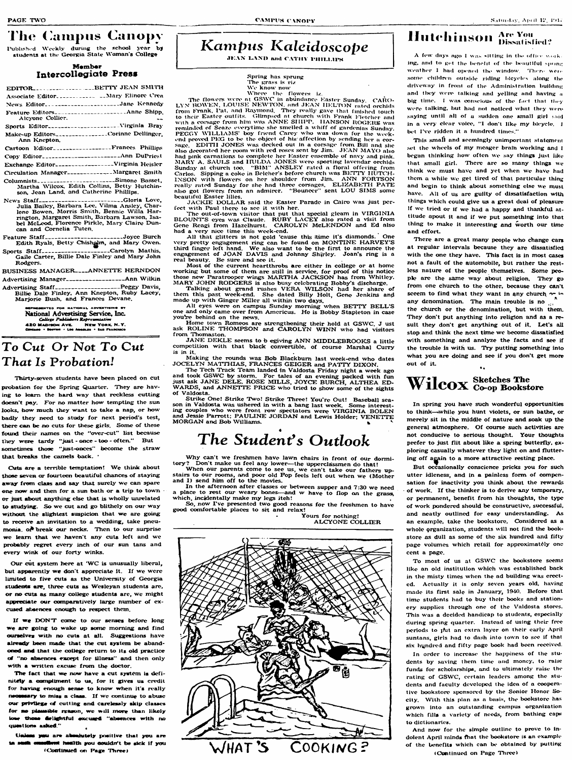# The Campus Canopy

Published Weekly during the school year by students at the Georgia State Woman's College

**Member**
**Intercollegiate Press**

EDITOR — BETTY JEAN SMITH
Associate Editor — Mary Elinore Cren
News Editor — Jane Kennedy
Feature Editors — Anne Shipp, Alcyone Collier.
Sports Editor — Virginia Bray
Make-up Editors — Corinne Dellinger, Ann Knepton.
Cartoon Editor — Frances Phillips
Copy Editor — Ann DuPriest
Exchange Editor — Virginia Heisler
Circulation Manager — Margaret Smith
Columnists — Simone Basset, Martha Wilcox, Edith Collins, Betty Hutchinson, Jean Land, and Catherine Phillips.
News Staff — Gloria Love, Julia Bailey, Barbara Lee, Vilma Ansley, Charlene Bowen, Morris Smith, Bennie Willa Harrington, Margaret Smith, Barbara Lawson, Isabel McLeod, Florence Pirkle, Mary Claire Duncan and Cornelia Tuten.
Feature Staff — Joyce Burch, Edith Ryals, Betty Chisholm, and Mary Owen.
Sports Staff — Carolyn Mathis, Gaile Carter, Billie Dale Finley and Mary John Rodgers.
BUSINESS MANAGER — ANNETTE HERNDON
Advertising Manager — Ann Wilkin
Advertising Staff — Peggy Davis, Billie Dale Finley, Ann Knepton, Ruby Lacey, Marjorie Bush, and Frances Devane.

REPRESENTED FOR NATIONAL ADVERTISING BY
**National Advertising Service, Inc.**
College Publishers Representative
420 MADISON AVE. NEW YORK, N. Y.
Chicago • Boston • Los Angeles • San Francisco

## *To Cut Or Not To Cut That Is Probation!*

Thirty-seven students have been placed on cut probation for the Spring Quarter. They are having to learn the hard way that reckless cutting doesn't pay. For no matter how tempting the sun looks, how much they want to take a nap, or how badly they need to study for next period's test, there can be no cuts for these girls. Some of these found their names on the "over-cut" list because they were tardy "just - once - too - often." But sometimes those "just-onces" become the straw that breaks the camels back.

Cuts are a terrible temptation! We think about those seven or fourteen beautiful chances of staying away from class and say that surely we can spare one now and then for a sun bath or a trip to town or just about anything else that is wholly unrelated to studying. So we cut and go blithely on our way without the slightest suspicion that we are going to receive an invitation to a wedding, take pneumonia, or break our necks. Then to our surprise we learn that we haven't any cuts left and we probably regret every inch of our sun tans and every wink of our forty winks.

Our cut system here at 'WC is unusually liberal, but apparently we don't appreciate it. If we were limited to five cuts as the University of Georgia students are, three cuts as Wesleyan students are, or no cuts as many college students are, we might appreciate our comparatively large number of excused absences enough to respect them.

If we DON'T come to our senses before long we are going to wake up some morning and find ourselves with no cuts at all. Suggestions have already been made that the cut system be abandoned and that the college return to its old practice of "no absences except for illness" and then only with a written excuse from the doctor.

The fact that we now have a cut system is definitely a compliment to us, for it gives us credit for having enough sense to know when it's really necessary to miss a class. If we continue to abuse our privilege of cutting and carelessly skip classes for no plausible reason, we will more than likely lose those delightful excused "absences with no questions asked."

Unless you are absolutely positive that you are in such excellent health you couldn't be sick if you

(Continued on Page Three)

## *Kampus Kaleidoscope*

JEAN LAND and CATHY PHILLIPS

Spring has sprung
The grass is riz
We know now
Where the flowers iz.

The flowers were at GSWC in abundance Easter Sunday. CAROLYN BOWEN, LOUISE NEWTON, and JEAN HELTON rated orchids from Frank, Pat, and Raymond. They really gave that finished touch to their Easter outfits. Glimpsed at church with Frank Fletcher and with a corsage from him was ANNE SHIPP. HANSON ROGERS was reminded of Seaze everytime she smelled a whiff of gardenias Sunday. PEGGY WILLIAMS' boy friend Carey who was down for the week-end proved PEG to be the object of his affection by sending her a corsage. EDITH JONES was decked out in a corsage from Bill and she also decorated her room with red roses sent by Jim. JEAN MAYO also had pink carnations to complete her Easter ensemble of navy and pink. MARY A. SAULS and HULDA JONES were sporting lavendar orchids Sunday at church too. "BIM" ANSLEY rated a floral offering from Carlos. Sipping a coke in Belcher's before church was BETTY HUTCHINSON with flowers on her shoulder from Jim. ANN FORTSON really rated Sunday for she had three corsages. ELIZABETH PATE also got flowers from an admirer. "Bouncer" sent LOU SIMS some beautiful Easter lilies.

JACKIE DOLLAR said the Easter Parade in Cairo was just perfect with Paul there to see it with her.

The out-of-town visitor that put that special gleam in VIRGINIA BLOUNT'S eyes was Claude. RUBY LACEY also rated a visit from Gene Rengi from Hazelhurst. CAROLYN McLENDON and Ed also had a very nice time this week-end.

All that glitters is not gold 'cause this itime it's diamonds. One very pretty engagement ring can be found on MONTINE HARVEY'S third finger left hand. We also want to be the first to announce the engagement of JOAN DAVIS and Johnny Shirley. Joan's ring is a real beauty. Be sure and see it.

Most of the current heartthrobs are either in college or at home working but some of them are still in service, for proof of this notice those new Paratrooper wings MARTHA JACKSON has from Whitley. MARY JOHN RODGERS is also busy celebrating Bobby's discharge.

Talking about grand rushes VERA WILSON had her share of them this past week-end. She dated Billy Holt, Gene Jenkins and made up with Ginger Miller all within two days.

All eyes were on campus Sunday morning when BETTY BELL'S one and only came over from Americus. He is Bobby Stapleton in case you're behind on the news.

Home town Romeos are strengthening their hold at GSWC. Just ask ROLINE THOMPSON and CAROLYN WINN who had visitors from Thomaston.

JANE DEKLE seems to b egiving ANN MIDDLEBROOKS a little competition with that black convertible, of course Marshal Curry is in it.

Making the rounds was Bob Blackburn last week-end who dates JOCELYN MATTHIAS, FRANCES GEIGER and PATTY DIXON.

The Tech Track Team landed in Valdosta Friday night a week ago and took GSWC by storm. For tales of an evening packed with fun just ask JANE DELE, ROSE MILLS, JOYCE BURCH, ALTHEA EDWARDS, and ANNETTE PRICE who tried to show some of the sights of Valdosta.

Strike One! Strike Two! Strike Three! You're Out! Baseball season in Valdosta was ushered in with a bang last week. Some interesting couples who were front row spectators were VIRGINIA BOLEN and Jessie Parrott; PAULINE JORDAN and Lewis Holder; VENETTE MORGAN and Bob Williams.

## *The Student's Outlook*

Why can't we freshmen have lawn chairs in front of our dormitory? Don't make us feel any lower—the upperclassmen do that!

When our parents come to see us, we can't take our fathers upstairs to our rooms, and poor old Pop feels left out when we (Mother and I) send him off to the movies.

In the afternoon after classes or between supper and 7:30 we need a place to rest our weary bones—and w have to flop on the grass, which, incidentally make my legs itch!

So, now I've presented two good reasons for the freshmen to have good comfortable places to sit and relax!

Yours for nothing!
ALCYONE COLLIER

WHAT'S COOKING?

## Hutchinson *Are You Dissatisfied?*

A few days ago I was sitting in the office working, and to get the benefit of the beautiful spring weather I had opened the window. There were some children outside riding bicycles along the driveway in front of the Administration building and they were talking and yelling and having a big time. I was conscious of the fact that they were talking, but had not noticed what they were saying until all of a sudden one small girl said in a very clear voice, "I don't like my bicycle. I bet I've ridden it a hundred times."

This small and seemingly unimportant statement set the wheels of my meager brain working and I began thinking how often we say things just like that small girl. There are so many things we think we must have and yet when we have had them a while we get tired of that particular thing and begin to think about something else we must have. All of us are guilty of dissatisfaction with things which could give us a great deal of pleasure if we tried or if we had a happy and thankful attitude apout it and if we put something into that thing to make it interesting and worth our time and effort.

There are a great many people who change cars at regular intervals because they are dissatisfied with the one they have. This fact is in most cases not a fault of the automobile, but rather the restless nature of the people themselves. Some people are the same way about religion. They go from one church to the other, because they can't seeem to find what they want in any church or in any denomination. The main trouble is no ... the church or the denomination, but with them. They don't put anything into religion and as a result they don't get anything out of it. Let's all stop and think the next time we become dissatisfied with something and analyze the facts and see if the trouble is with us. Try putting something into what you are doing and see if you don't get more out of it.

## Wilcox *Sketches The Co-op Bookstore*

In spring you have such wonderful opportunities to think—while you hunt violets, or sun bathe, or merely sit in the middle of nature and soak up the general atmosphere. Of course such activities are not conducive to serious thought. Your thoughts prefer to just flit about like a spring butterfly, exploring casually whatever they light on and fluttering off again to a more attractive resting place.

But occasionally conscience pricks you for such utter idleness, and in a painless form of compensation for inactivity you think about the rewards of work. If the thinker is to derive any temporary, or permanent, benefit from his thoughts, the type of work pondered should be constructive, successful, and neatly outlined for easy understanding. As an example, take the bookstore. Considered as a whole organization, students will not find the bookstore as dull as some of the six hundred and fifty page volumes which retail for approximately one cent a page.

To most of us at GSWC the bookstore seems like an old institution which was established back in the misty times when the ad building was erected. Actually it is only seven years old, having made its first sale in January, 1940. Before that time students had to buy their books and stationery supplies through one of the Valdosta stores. This was a decided handicap to students, especially during spring quarter. Instead of using their free periods to put an extra layer on their early April suntans, girls had to dash into town to see if that six hundred and fifty page book had been received.

In order to increase the happiness of the students by saving them time and money, to raise funds for scholarships, and to ultimately raise the rating of GSWC, certain leaders among the students and faculty developed the idea of a cooperative bookstore sponsored by the Senior Honor Society. With this plan as a basis, the bookstore has grown into an outstanding campus organization which fills a variety of needs, from bathing caps to dictionaries.

And now for the simple outline to prove to indolent April minds that the bookstore is an example of the benefits which can be obtained by putting

(Continued on Page Three)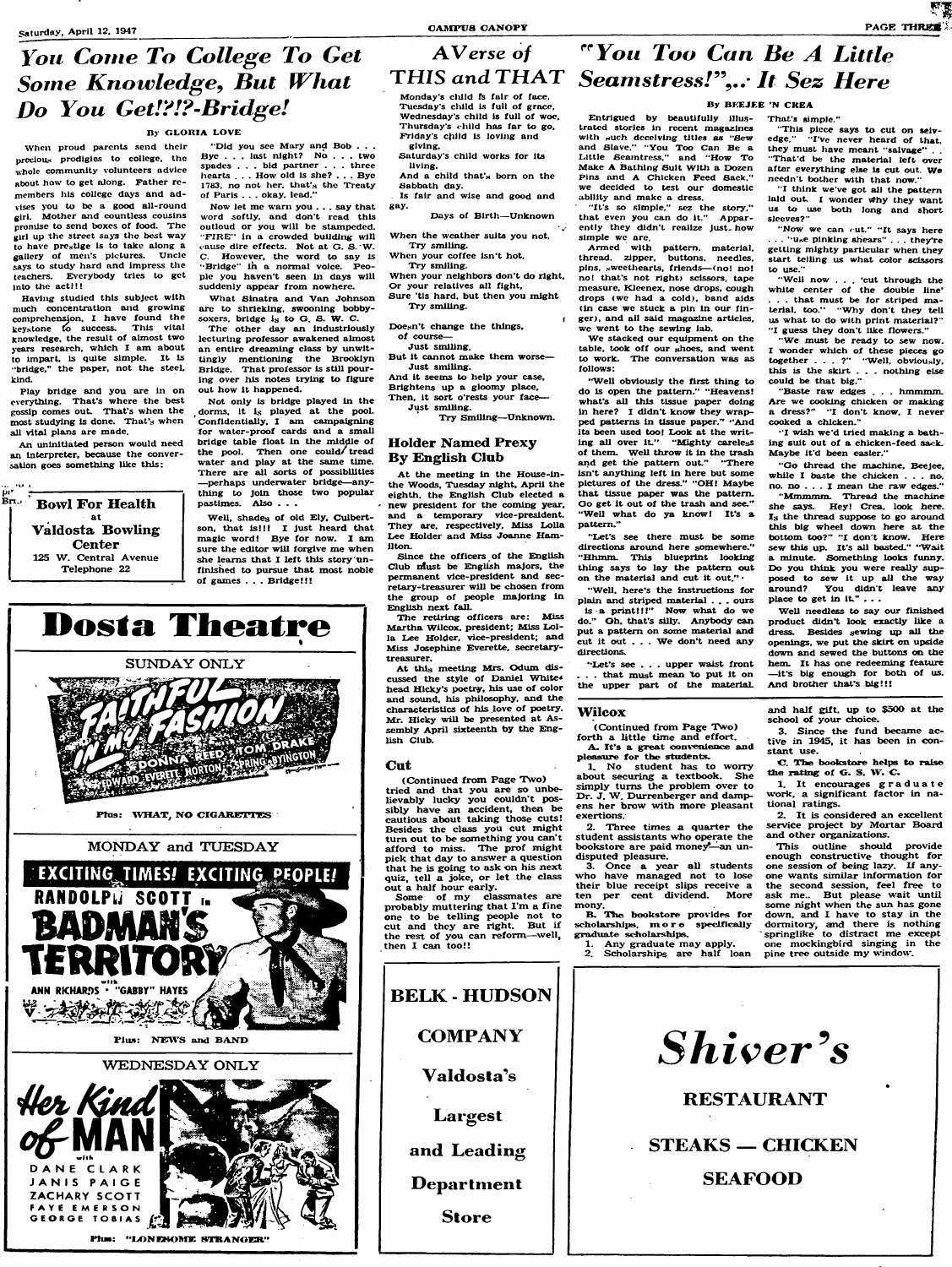# You Come To College To Get Some Knowledge, But What Do You Get!?!?-Bridge!

By GLORIA LOVE

When proud parents send their precious prodigies to college, the whole community volunteers advice about how to get along. Father remembers his college days and advises you to be a good all-round girl. Mother and countless cousins promise to send boxes of food. The girl up the street says the best way to have prestige is to take along a gallery of men's pictures. Uncle says to study hard and impress the teachers. Everybody tries to get into the act!!!

Having studied this subject with much concentration and growing comprehension, I have found the keystone to success. This vital knowledge, the result of almost two years research, which I am about to impart, is quite simple. It is "bridge," the paper, not the steel, kind.

Play bridge and you are in on everything. That's where the best gossip comes out. That's where the most studying is done. That's when all vital plans are made.

An uninitiated person would need an interpreter, because the conversation goes something like this:

"Did you see Mary and Bob . . . Bye . . . last night? No . . . two spades . . . bid partner . . . three hearts . . . How old is she? . . . Bye 1783, no not her, that's the Treaty of Paris . . . okay, lead."

Now let me warn you . . . say that word softly, and don't read this outloud or you will be stampeded. "FIRE" in a crowded building will cause dire effects. Not at G. S. W. C. However, the word to say is "Bridge" in a normal voice. People you haven't seen in days will suddenly appear from nowhere.

What Sinatra and Van Johnson are to shrieking, swooning bobby-soxers, bridge is to G. S. W. C.

The other day an industriously lecturing professor awakened almost an entire dreaming class by unwittingly mentioning the Brooklyn Bridge. That professor is still pouring over his notes trying to figure out how it happened.

Not only is bridge played in the dorms, it is played at the pool. Confidentially, I am campaigning for water-proof cards and a small bridge table float in the middle of the pool. Then one could tread water and play at the same time. There are all sorts of possibilities—perhaps underwater bridge—anything to join those two popular pastimes. Also . . .

Well, shades of old Ely, Culbertson, that is!!! I just heard that magic word! Bye for now. I am sure the editor will forgive me when she learns that I left this story unfinished to pursue that most noble of games . . . Bridge!!!

---

**Bowl For Health**
at
**Valdosta Bowling Center**
125 W. Central Avenue
Telephone 22

---

# A Verse of THIS and THAT

Monday's child is fair of face,
Tuesday's child is full of grace,
Wednesday's child is full of woe,
Thursday's child has far to go,
Friday's child is loving and giving,
Saturday's child works for its living,
And a child that's born on the Sabbath day,
Is fair and wise and good and gay.

Days of Birth—Unknown

When the weather suits you not,
Try smiling.
When your coffee isn't hot,
Try smiling.
When your neighbors don't do right,
Or your relatives all fight,
Sure 'tis hard, but then you might
Try smiling.

Doesn't change the things, of course—
Just smiling.
But it cannot make them worse—
Just smiling.
And it seems to help your case,
Brightens up a gloomy place,
Then, it sort o'rests your face—
Just smiling.

Try Smiling—Unknown.

## Holder Named Prexy By English Club

At the meeting in the House-in-the Woods, Tuesday night, April the eighth, the English Club elected a new president for the coming year, and a temporary vice-president. They are, respectively, Miss Lolla Lee Holder and Miss Joanne Hamilton.

Since the officers of the English Club must be English majors, the permanent vice-president and secretary-treasurer will be chosen from the group of people majoring in English next fall.

The retiring officers are: Miss Martha Wilcox, president; Miss Lolla Lee Holder, vice-president; and Miss Josephine Everette, secretary-treasurer.

At this meeting Mrs. Odum discussed the style of Daniel Whitehead Hicky's poetry, his use of color and sound, his philosophy, and the characteristics of his love of poetry. Mr. Hicky will be presented at Assembly April sixteenth by the English Club.

## Cut

(Continued from Page Two)

tried and that you are so unbelievably lucky you couldn't possibly have an accident, then be cautious about taking those cuts! Besides the class you cut might turn out to be something you can't afford to miss. The prof might pick that day to answer a question that he is going to ask on his next quiz, tell a joke, or let the class out a half hour early.

Some of my classmates are probably muttering that I'm a fine one to be telling people not to cut and they are right. But if the rest of you can reform—well, then I can too!!

---

# "You Too Can Be A Little Seamstress!",.. It Sez Here

By BEEJEE 'N CREA

Entrigued by beautifully illustrated stories in recent magazines with such deceiving titles as "Sew and Slave," "You Too Can Be a Little Seamstress," and "How To Make A Bathing Suit With a Dozen Pins and A Chicken Feed Sack," we decided to test our domestic ability and make a dress.

"It's so simple," sez the story," that even you can do it." Apparently they didn't realize just how simple we are.

Armed with pattern, material, thread, zipper, buttons, needles, pins, sweethearts, friends—(no! no! no! that's not right) scissors, tape measure, Kleenex, nose drops, cough drops (we had a cold), band aids (in case we stuck a pin in our finger), and all said magazine articles, we went to the sewing lab.

We stacked our equipment on the table, took off our shoes, and went to work. The conversation was as follows:

"Well obviously the first thing to do is open the pattern." "Heavens! what's all this tissue paper doing in here? I didn't know they wrapped patterns in tissue paper." "And its been used too! Look at the writing all over it." "Mighty careless of them. Well throw it in the trash and get the pattern out." "There isn't anything left in here but some pictures of the dress." "OH! Maybe that tissue paper was the pattern. Go get it out of the trash and see." "Well what do ya know! It's a pattern."

"Let's see there must be some directions around here somewhere." "Hhmm. This blueprint looking thing says to lay the pattern out on the material and cut it out."

"Well, here's the instructions for plain and striped material . . . ours is a print!!!" Now what do we do." Oh, that's silly. Anybody can put a pattern on some material and cut it out . . . We don't need any directions.

"Let's see . . . upper waist front . . . that must mean to put it on the upper part of the material. That's simple."

"This piece says to cut on selvedge." "I've never heard of that, they must have meant "salvage" . . "That'd be the material left over after everything else is cut out. We needn't bother with that now."

"I think we've got all the pattern laid out. I wonder why they want us to use both long and short sleeves?"

"Now we can cut." "It says here . . . "use pinking shears" . . . they're getting mighty particular when they start telling us what color scissors to use."

"Well now . . . 'cut through the white center of the double line' . . . that must be for striped material, too." "Why don't they tell us what to do with print material?" "I guess they don't like flowers."

"We must be ready to sew now. I wonder which of these pieces go together . . . ?" "Well, obviously, this is the skirt . . . nothing else could be that big."

"Baste raw edges . . . hmmmm. Are we cooking chicken or making a dress?" "I don't know, I never cooked a chicken."

"I wish we'd tried making a bathing suit out of a chicken-feed sack. Maybe it'd been easier."

"Go thread the machine, Beejee, while I baste the chicken . . . no, no, no . . . I mean the raw edges."

"Mmmmm. Thread the machine she says. Hey! Crea, look here. Is the thread suppose to go around this big wheel down here at the bottom too?" "I don't know. Here sew this up. It's all basted." "Wait a minute. Something looks funny. Do you think you were really supposed to sew it up all the way around? You didn't leave any place to get in it." . . .

Well needless to say our finished product didn't look exactly like a dress. Besides sewing up all the openings, we put the skirt on upside down and sewed the buttons on the hem. It has one redeeming feature—it's big enough for both of us. And brother that's big!!!

## Wilcox

(Continued from Page Two)

forth a little time and effort.

**A. It's a great convenience and pleasure for the students.**

1. No student has to worry about securing a textbook. She simply turns the problem over to Dr. J. W. Durrenberger and dampens her brow with more pleasant exertions.
2. Three times a quarter the student assistants who operate the bookstore are paid money—an undisputed pleasure.
3. Once a year all students who have managed not to lose their blue receipt slips receive a ten per cent dividend. More mony.

**B. The bookstore provides for scholarships, more specifically graduate scholarships.**

1. Any graduate may apply.
2. Scholarships are half loan and half gift, up to $500 at the school of your choice.
3. Since the fund became active in 1945, it has been in constant use.

**C. The bookstore helps to raise the rating of G. S. W. C.**

1. It encourages graduate work, a significant factor in national ratings.
2. It is considered an excellent service project by Mortar Board and other organizations.

This outline should provide enough constructive thought for one session of being lazy. If anyone wants similar information for the second session, feel free to ask me.. But please wait until some night when the sun has gone down, and I have to stay in the dormitory, and there is nothing springlike to distract me except one mockingbird singing in the pine tree outside my window.

---

# Dosta Theatre

SUNDAY ONLY

FAITHFUL IN MY FASHION — DONNA REED, TOM DRAKE, EDWARD EVERETT HORTON, SPRING BYINGTON

Plus: WHAT, NO CIGARETTES

MONDAY and TUESDAY

EXCITING TIMES! EXCITING PEOPLE!

RANDOLPH SCOTT in BADMAN'S TERRITORY with ANN RICHARDS • "GABBY" HAYES

Plus: NEWS and BAND

WEDNESDAY ONLY

Her Kind of MAN with DANE CLARK, JANIS PAIGE, ZACHARY SCOTT, FAYE EMERSON, GEORGE TOBIAS

Plus: "LONESOME STRANGER"

---

**BELK - HUDSON COMPANY**

Valdosta's Largest and Leading Department Store

---

**Shiver's RESTAURANT**

STEAKS — CHICKEN

SEAFOOD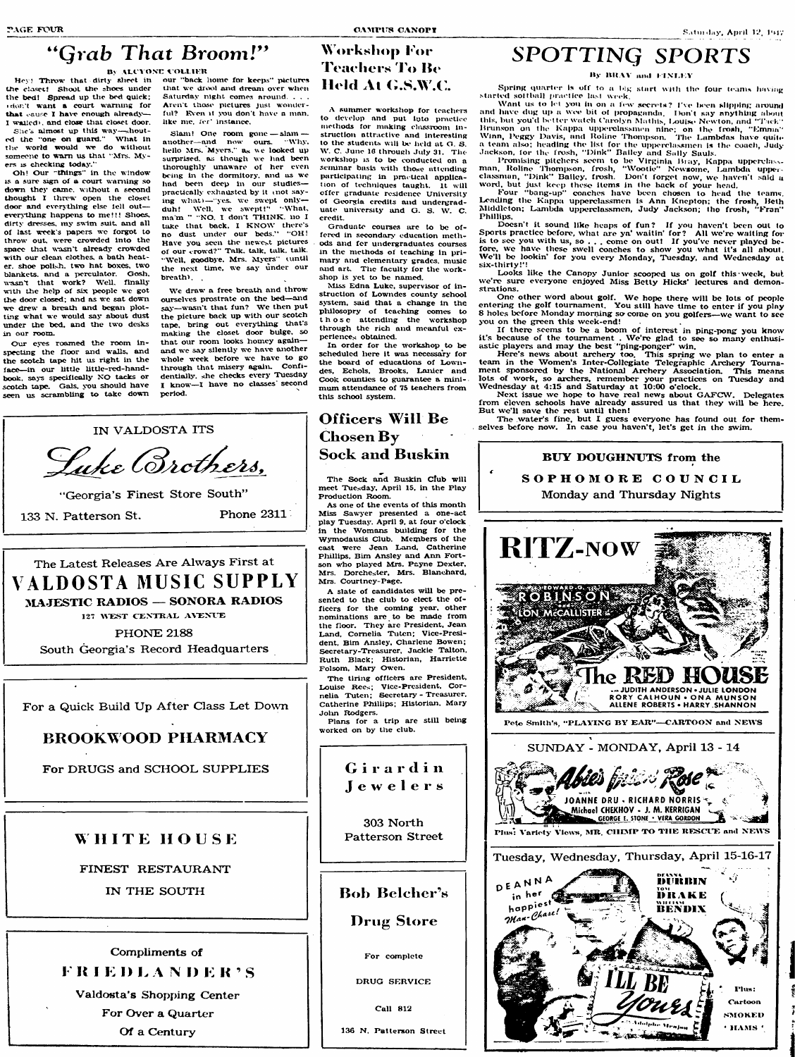# "Grab That Broom!"

By ALCYONE COLLIER

Hey! Throw that dirty sheet in the closet! Shoot the shoes under the bed! Spread up the bed quick; don't want a court warning for that cause I have enough already—I wailed), and close that closet door.

She's almost up this way—shouted the "one on guard." What in the world would we do without someone to warn us that "Mrs. Myers is checking today."

Oh! Our "things" in the window is a sure sign of a court warning so down they came, without a second thought I threw open the closet door and everything else fell out—everything happens to me!!! Shoes, dirty dresses, my swim suit, and all of last week's papers we forgot to throw out, were crowded into the space that wasn't already crowded with our clean clothes, a bath heater, shoe polish, two hat boxes, two blankets, and a percolator. Gosh, wasn't that work? Well, finally with the help of six people we got the door closed; and as we sat down we drew a breath and began plotting what we would say about dust under the bed, and the two desks in our room.

Our eyes roamed the room inspecting the floor and walls, and the scotch tape hit us right in the face—in our little little-red-handbook, says specifically NO tacks or scotch tape. Gals, you should have seen us scrambling to take down our "back home for keeps" pictures that we drool and dream over when Saturday night comes around . . . Aren't those pictures just wonderful? Even if you don't have a man, like me, for instance.

Slam! One room gone — slam — another—and now ours. "Why, hello Mrs. Myers," as we looked up surprised, as though we had been thoroughly unaware of her even being in the dormitory, and as we had been deep in our studies—practically exhausted by it (not saying what)—"yes, we swept only—duh! Well, we swept!" "What, ma'm " "NO, I don't THINK, no I take that back, I KNOW there's no dust under our beds." "OH! Have you seen the newest pictures of our crowd?" Talk, talk, talk, talk. "Well, goodbye, Mrs. Myers" (until the next time, we say under our breath).

We draw a free breath and throw ourselves prostrate on the bed—and say—wasn't that fun? We then put the picture back up with our scotch tape, bring out everything that's making the closet door bulge, so that our room looks homey again—and we say silently we have another whole week before we have to go through that misery again. Confidentially, she checks every Tuesday I know—I have no classes second period.

---

IN VALDOSTA ITS

*Luke Brothers,*

"Georgia's Finest Store South"

133 N. Patterson St. Phone 2311

---

The Latest Releases Are Always First at

**VALDOSTA MUSIC SUPPLY**

MAJESTIC RADIOS — SONORA RADIOS

127 WEST CENTRAL AVENUE

PHONE 2188

South Georgia's Record Headquarters

---

For a Quick Build Up After Class Let Down

**BROOKWOOD PHARMACY**

For DRUGS and SCHOOL SUPPLIES

---

**WHITE HOUSE**

FINEST RESTAURANT

IN THE SOUTH

---

Compliments of

**FRIEDLANDER'S**

Valdosta's Shopping Center

For Over a Quarter

Of a Century

---

# Workshop For Teachers To Be Held At G.S.W.C.

A summer workshop for teachers to develop and put into practice methods for making classroom instruction attractive and interesting to the students will be held at G. S. W. C. June 16 through July 31. The workshop is to be conducted on a seminar basis with those attending participating in practical application of techniques taught. It will offer graduate residence University of Georgia credits and undergraduate university and G. S. W. C. credit.

Graduate courses are to be offered in secondary education methods and for undergraduates courses in the methods of teaching in primary and elementary grades, music and art. The faculty for the workshop is yet to be named.

Miss Edna Luke, supervisor of instruction of Lowndes county school system, said that a change in the philosophy of teaching comes to those attending the workshop through the rich and meanful experiences obtained.

In order for the workshop to be scheduled here it was necessary for the board of educations of Lowndes, Echols, Brooks, Lanier and Cook counties to guarantee a minimum attendance of 75 teachers from this school system.

# Officers Will Be Chosen By Sock and Buskin

The Sock and Buskin Club will meet Tuesday, April 15, in the Play Production Room.

As one of the events of this month Miss Sawyer presented a one-act play Tuesday, April 9, at four o'clock in the Womans building for the Wymodausis Club. Members of the cast were Jean Land, Catherine Phillips, Bim Ansley and Ann Fortson who played Mrs. Payne Dexter, Mrs. Dorchester, Mrs. Blanchard, Mrs. Courtney-Page.

A slate of candidates will be presented to the club to elect the officers for the coming year, other nominations are to be made from the floor. They are President, Jean Land, Cornelia Tuten; Vice-President, Bim Ansley, Charlene Bowen; Secretary-Treasurer, Jackie Talton, Ruth Black; Historian, Harriette Folsom, Mary Owen.

The tiring officers are President, Louise Rees; Vice-President, Cornelia Tuten; Secretary - Treasurer, Catherine Phillips; Historian, Mary John Rodgers.

Plans for a trip are still being worked on by the club.

---

**Girardin Jewelers**

303 North Patterson Street

---

**Bob Belcher's Drug Store**

For complete

DRUG SERVICE

Call 812

136 N. Patterson Street

---

# SPOTTING SPORTS

By BRAY and FINLEY

Spring quarter is off to a big start with the four teams having started softball practice last week.

Want us to let you in on a few secrets? I've been slipping around and have dug up a wee bit of propaganda. Don't say anything about this, but you'd better watch Carolyn Mathis, Louise Newton, and "Jack" Brunson on the Kappa upperclassmen nine; on the frosh, "Emma" Winn, Peggy Davis, and Roline Thompson. The Lambdas have quite a team also; heading the list for the upperclassmen is the coach, Judy Jackson, for the frosh, "Dink" Bailey and Sally Sauls.

Promising pitchers seem to be Virginia Bray, Kappa upperclassman, Roline Thompson, frosh, "Wootie" Newsome, Lambda upperclassman, "Dink" Bailey, frosh. Don't forget now, we haven't said a word, but just keep these items in the back of your head.

Four "bang-up" coaches have been chosen to head the teams. Leading the Kappa upperclassmen is Ann Knepton; the frosh, Beth Middleton; Lambda upperclassmen, Judy Jackson; the frosh, "Fran" Phillips.

Doesn't it sound like heaps of fun? If you haven't been out to Sports practice before, what are yn' waitin' for? All we're waiting for is to see you with us, so . . . come on out! If you've never played before, we have these swell coaches to show you what it's all about. We'll be lookin' for you every Monday, Tuesday, and Wednesday at six-thirty!!!

Looks like the Canopy Junior scooped us on golf this week, but we're sure everyone enjoyed Miss Betty Hicks' lectures and demonstrations.

One other word about golf. We hope there will be lots of people entering the golf tournament. You still have time to enter if you play 8 holes before Monday morning so come on you golfers—we want to see you on the green this week-end!

If there seems to be a boom of interest in ping-pong you know it's because of the tournament. We're glad to see so many enthusiastic players and may the best "ping-ponger" win.

Here's news about archery too. This spring we plan to enter a team in the Women's Inter-Collegiate Telegraphic Archery Tournament sponsored by the National Archery Association. This means lots of work, so archers, remember your practices on Tuesday and Wednesday at 4:15 and Saturday at 10:00 o'clock.

Next issue we hope to have real news about GAFCW. Delegates from eleven schools have already assured us that they will be here. But we'll save the rest until then!

The water's fine, but I guess everyone has found out for themselves before now. In case you haven't, let's get in the swim.

---

BUY DOUGHNUTS from the

SOPHOMORE COUNCIL

Monday and Thursday Nights

---

**RITZ-NOW**

EDWARD G. ROBINSON and LON McCALLISTER

The RED HOUSE

with JUDITH ANDERSON • JULIE LONDON • RORY CALHOUN • ONA MUNSON • ALLENE ROBERTS • HARRY SHANNON

Pete Smith's, "PLAYING BY EAR"—CARTOON and NEWS

SUNDAY - MONDAY, April 13 - 14

Abie's Irish Rose

with JOANNE DRU • RICHARD NORRIS • Michael CHEKHOV • J. M. KERRIGAN • GEORGE E. STONE • VERA GORDON

Plus: Variety Views, MR. CHIMP TO THE RESCUE and NEWS

Tuesday, Wednesday, Thursday, April 15-16-17

DEANNA in her happiest Man-Chase!

DEANNA DURBIN TOM DRAKE WILLIAM BENDIX

I'LL BE Yours

Adolphe Menjou

Plus: Cartoon SMOKED HAMS